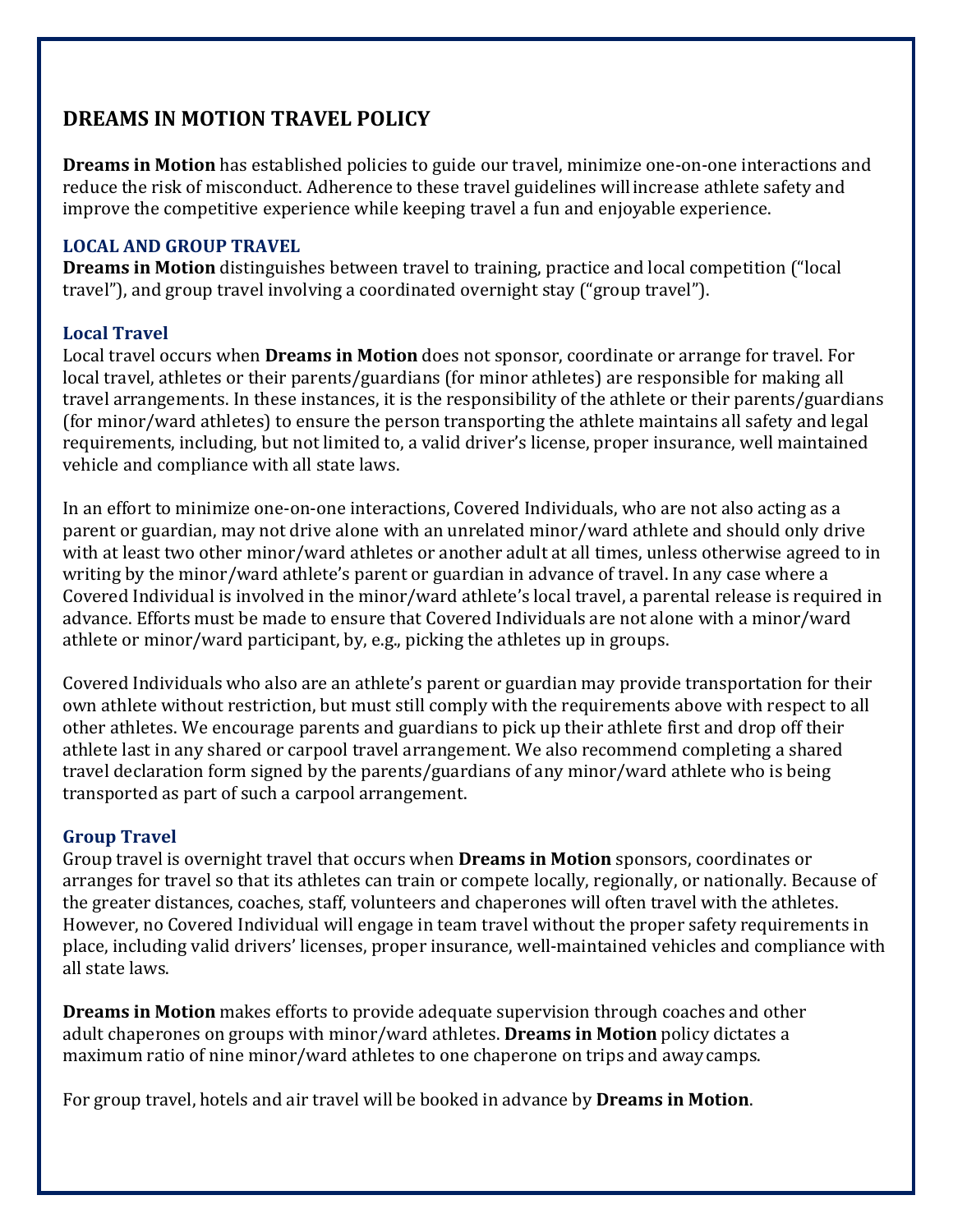# DREAMS IN MOTION TRAVEL POLICY

**Dreams in Motion** has established policies to guide our travel, minimize one-on-one interactions and reduce the risk of misconduct. Adherence to these travel guidelines will increase athlete safety and improve the competitive experience while keeping travel a fun and enjoyable experience.

## LOCAL AND GROUP TRAVEL

**Dreams in Motion** distinguishes between travel to training, practice and local competition ("local travel"), and group travel involving a coordinated overnight stay ("group travel").

### Local Travel

Local travel occurs when **Dreams in Motion** does not sponsor, coordinate or arrange for travel. For local travel, athletes or their parents/guardians (for minor athletes) are responsible for making all travel arrangements. In these instances, it is the responsibility of the athlete or their parents/guardians (for minor/ward athletes) to ensure the person transporting the athlete maintains all safety and legal requirements, including, but not limited to, a valid driver's license, proper insurance, well maintained vehicle and compliance with all state laws.

In an effort to minimize one-on-one interactions, Covered Individuals, who are not also acting as a parent or guardian, may not drive alone with an unrelated minor/ward athlete and should only drive with at least two other minor/ward athletes or another adult at all times, unless otherwise agreed to in writing by the minor/ward athlete's parent or guardian in advance of travel. In any case where a Covered Individual is involved in the minor/ward athlete's local travel, a parental release is required in advance. Efforts must be made to ensure that Covered Individuals are not alone with a minor/ward athlete or minor/ward participant, by, e.g., picking the athletes up in groups.

Covered Individuals who also are an athlete's parent or guardian may provide transportation for their own athlete without restriction, but must still comply with the requirements above with respect to all other athletes. We encourage parents and guardians to pick up their athlete first and drop off their athlete last in any shared or carpool travel arrangement. We also recommend completing a shared travel declaration form signed by the parents/guardians of any minor/ward athlete who is being transported as part of such a carpool arrangement.

### Group Travel

Group travel is overnight travel that occurs when **Dreams in Motion** sponsors, coordinates or arranges for travel so that its athletes can train or compete locally, regionally, or nationally. Because of the greater distances, coaches, staff, volunteers and chaperones will often travel with the athletes. However, no Covered Individual will engage in team travel without the proper safety requirements in place, including valid drivers' licenses, proper insurance, well-maintained vehicles and compliance with all state laws.

**Dreams in Motion** makes efforts to provide adequate supervision through coaches and other adult chaperones on groups with minor/ward athletes. **Dreams in Motion** policy dictates a maximum ratio of nine minor/ward athletes to one chaperone on trips and away camps.

For group travel, hotels and air travel will be booked in advance by **Dreams in Motion**.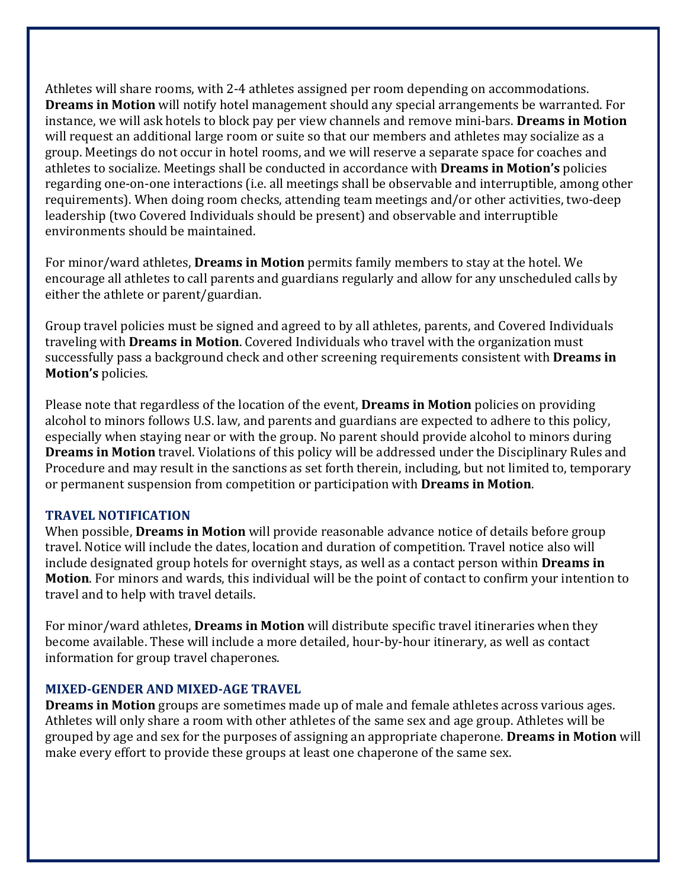Athletes will share rooms, with 2-4 athletes assigned per room depending on accommodations. **Dreams in Motion** will notify hotel management should any special arrangements be warranted. For instance, we will ask hotels to block pay per view channels and remove mini-bars. **Dreams in Motion** will request an additional large room or suite so that our members and athletes may socialize as a group. Meetings do not occur in hotel rooms, and we will reserve a separate space for coaches and athletes to socialize. Meetings shall be conducted in accordance with **Dreams in Motion's** policies regarding one-on-one interactions (i.e. all meetings shall be observable and interruptible, among other requirements). When doing room checks, attending team meetings and/or other activities, two-deep leadership (two Covered Individuals should be present) and observable and interruptible environments should be maintained.

For minor/ward athletes, **Dreams in Motion** permits family members to stay at the hotel. We encourage all athletes to call parents and guardians regularly and allow for any unscheduled calls by either the athlete or parent/guardian.

Group travel policies must be signed and agreed to by all athletes, parents, and Covered Individuals traveling with **Dreams in Motion**. Covered Individuals who travel with the organization must successfully pass a background check and other screening requirements consistent with **Dreams in Motion's** policies.

Please note that regardless of the location of the event, **Dreams in Motion** policies on providing alcohol to minors follows U.S. law, and parents and guardians are expected to adhere to this policy, especially when staying near or with the group. No parent should provide alcohol to minors during **Dreams in Motion** travel. Violations of this policy will be addressed under the Disciplinary Rules and Procedure and may result in the sanctions as set forth therein, including, but not limited to, temporary or permanent suspension from competition or participation with **Dreams in Motion**.

### TRAVEL NOTIFICATION

When possible, **Dreams in Motion** will provide reasonable advance notice of details before group travel. Notice will include the dates, location and duration of competition. Travel notice also will include designated group hotels for overnight stays, as well as a contact person within **Dreams in Motion**. For minors and wards, this individual will be the point of contact to confirm your intention to travel and to help with travel details.

For minor/ward athletes, **Dreams in Motion** will distribute specific travel itineraries when they become available. These will include a more detailed, hour-by-hour itinerary, as well as contact information for group travel chaperones.

### MIXED-GENDER AND MIXED-AGE TRAVEL

**Dreams in Motion** groups are sometimes made up of male and female athletes across various ages. Athletes will only share a room with other athletes of the same sex and age group. Athletes will be grouped by age and sex for the purposes of assigning an appropriate chaperone. **Dreams in Motion** will make every effort to provide these groups at least one chaperone of the same sex.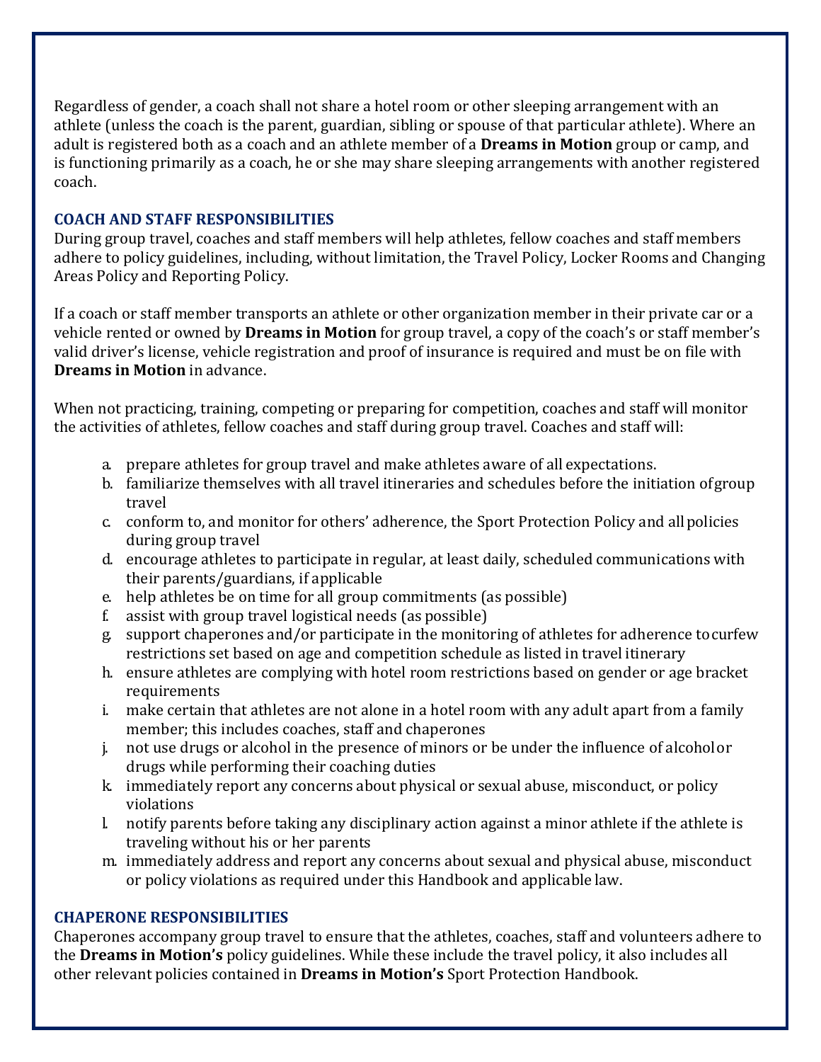Regardless of gender, a coach shall not share a hotel room or other sleeping arrangement with an athlete (unless the coach is the parent, guardian, sibling or spouse of that particular athlete). Where an adult is registered both as a coach and an athlete member of a **Dreams in Motion** group or camp, and is functioning primarily as a coach, he or she may share sleeping arrangements with another registered coach.

### COACH AND STAFF RESPONSIBILITIES

During group travel, coaches and staff members will help athletes, fellow coaches and staff members adhere to policy guidelines, including, without limitation, the Travel Policy, Locker Rooms and Changing Areas Policy and Reporting Policy.

If a coach or staff member transports an athlete or other organization member in their private car or a vehicle rented or owned by **Dreams in Motion** for group travel, a copy of the coach's or staff member's valid driver's license, vehicle registration and proof of insurance is required and must be on file with **Dreams in Motion** in advance.

When not practicing, training, competing or preparing for competition, coaches and staff will monitor the activities of athletes, fellow coaches and staff during group travel. Coaches and staff will:

a. prepare athletes for group travel and make athletes aware of all expectations.
b. familiarize themselves with all travel itineraries and schedules before the initiation of group travel
c. conform to, and monitor for others' adherence, the Sport Protection Policy and all policies during group travel
d. encourage athletes to participate in regular, at least daily, scheduled communications with their parents/guardians, if applicable
e. help athletes be on time for all group commitments (as possible)
f. assist with group travel logistical needs (as possible)
g. support chaperones and/or participate in the monitoring of athletes for adherence to curfew restrictions set based on age and competition schedule as listed in travel itinerary
h. ensure athletes are complying with hotel room restrictions based on gender or age bracket requirements
i. make certain that athletes are not alone in a hotel room with any adult apart from a family member; this includes coaches, staff and chaperones
j. not use drugs or alcohol in the presence of minors or be under the influence of alcohol or drugs while performing their coaching duties
k. immediately report any concerns about physical or sexual abuse, misconduct, or policy violations
l. notify parents before taking any disciplinary action against a minor athlete if the athlete is traveling without his or her parents
m. immediately address and report any concerns about sexual and physical abuse, misconduct or policy violations as required under this Handbook and applicable law.

### CHAPERONE RESPONSIBILITIES

Chaperones accompany group travel to ensure that the athletes, coaches, staff and volunteers adhere to the **Dreams in Motion's** policy guidelines. While these include the travel policy, it also includes all other relevant policies contained in **Dreams in Motion's** Sport Protection Handbook.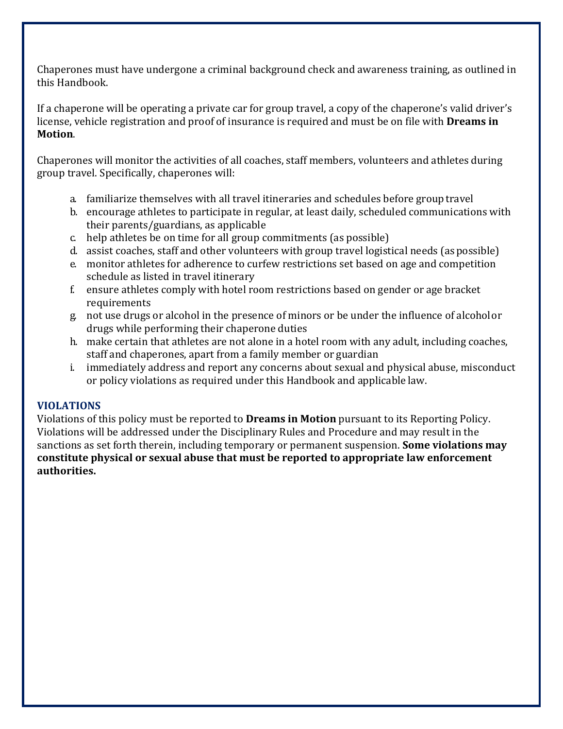Chaperones must have undergone a criminal background check and awareness training, as outlined in this Handbook.

If a chaperone will be operating a private car for group travel, a copy of the chaperone's valid driver's license, vehicle registration and proof of insurance is required and must be on file with **Dreams in Motion**.

Chaperones will monitor the activities of all coaches, staff members, volunteers and athletes during group travel. Specifically, chaperones will:

a. familiarize themselves with all travel itineraries and schedules before group travel
b. encourage athletes to participate in regular, at least daily, scheduled communications with their parents/guardians, as applicable
c. help athletes be on time for all group commitments (as possible)
d. assist coaches, staff and other volunteers with group travel logistical needs (as possible)
e. monitor athletes for adherence to curfew restrictions set based on age and competition schedule as listed in travel itinerary
f. ensure athletes comply with hotel room restrictions based on gender or age bracket requirements
g. not use drugs or alcohol in the presence of minors or be under the influence of alcohol or drugs while performing their chaperone duties
h. make certain that athletes are not alone in a hotel room with any adult, including coaches, staff and chaperones, apart from a family member or guardian
i. immediately address and report any concerns about sexual and physical abuse, misconduct or policy violations as required under this Handbook and applicable law.

### VIOLATIONS

Violations of this policy must be reported to **Dreams in Motion** pursuant to its Reporting Policy. Violations will be addressed under the Disciplinary Rules and Procedure and may result in the sanctions as set forth therein, including temporary or permanent suspension. **Some violations may constitute physical or sexual abuse that must be reported to appropriate law enforcement authorities.**